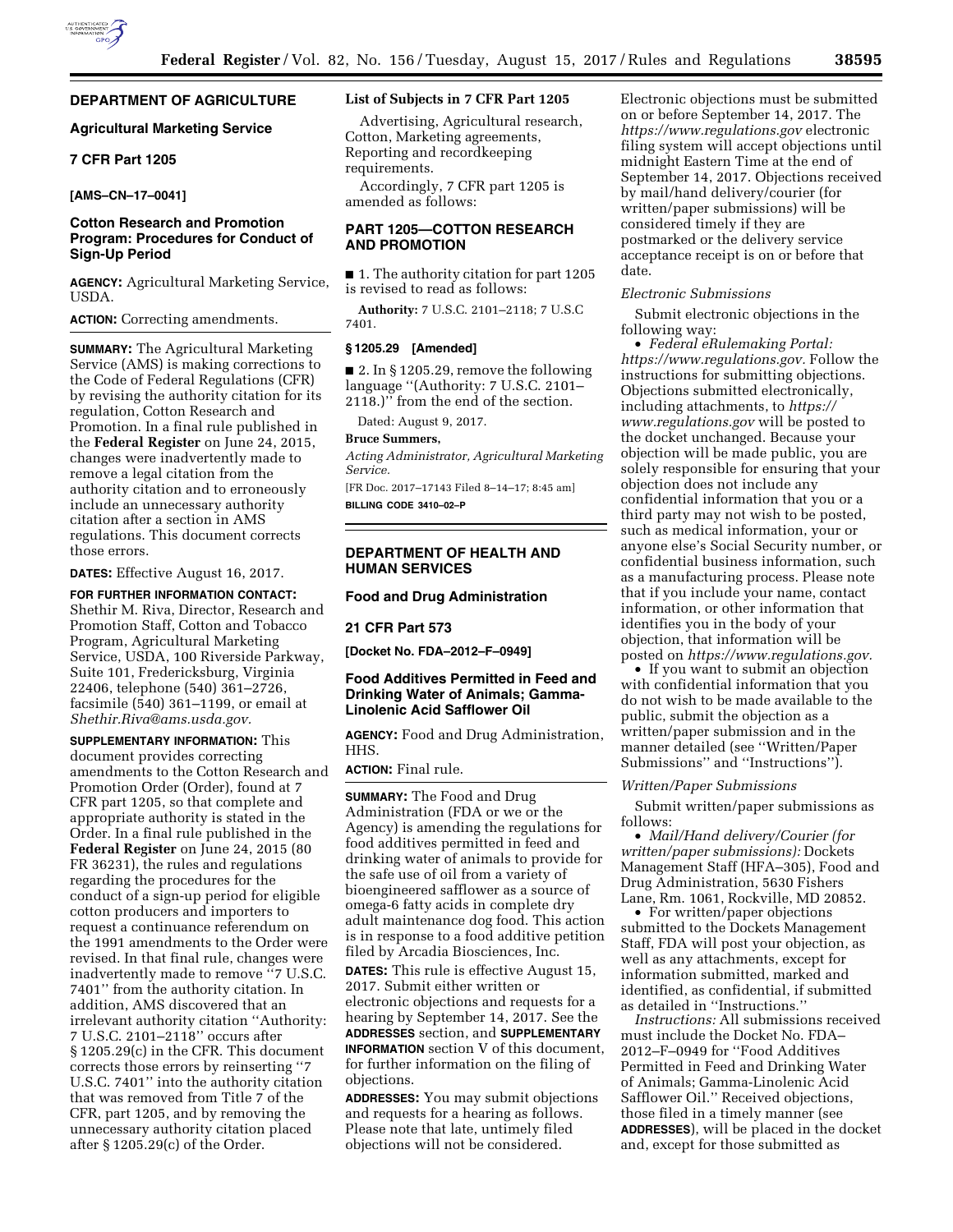## DEPARTMENT OF AGRICULTURE

### Agricultural Marketing Service

### 7 CFR Part 1205

**[AMS–CN–17–0041]**

### Cotton Research and Promotion Program: Procedures for Conduct of Sign-Up Period

**AGENCY:** Agricultural Marketing Service, USDA.

**ACTION:** Correcting amendments.

**SUMMARY:** The Agricultural Marketing Service (AMS) is making corrections to the Code of Federal Regulations (CFR) by revising the authority citation for its regulation, Cotton Research and Promotion. In a final rule published in the **Federal Register** on June 24, 2015, changes were inadvertently made to remove a legal citation from the authority citation and to erroneously include an unnecessary authority citation after a section in AMS regulations. This document corrects those errors.

**DATES:** Effective August 16, 2017.

**FOR FURTHER INFORMATION CONTACT:** Shethir M. Riva, Director, Research and Promotion Staff, Cotton and Tobacco Program, Agricultural Marketing Service, USDA, 100 Riverside Parkway, Suite 101, Fredericksburg, Virginia 22406, telephone (540) 361–2726, facsimile (540) 361–1199, or email at *Shethir.Riva@ams.usda.gov.*

**SUPPLEMENTARY INFORMATION:** This document provides correcting amendments to the Cotton Research and Promotion Order (Order), found at 7 CFR part 1205, so that complete and appropriate authority is stated in the Order. In a final rule published in the **Federal Register** on June 24, 2015 (80 FR 36231), the rules and regulations regarding the procedures for the conduct of a sign-up period for eligible cotton producers and importers to request a continuance referendum on the 1991 amendments to the Order were revised. In that final rule, changes were inadvertently made to remove ''7 U.S.C. 7401'' from the authority citation. In addition, AMS discovered that an irrelevant authority citation ''Authority: 7 U.S.C. 2101–2118'' occurs after § 1205.29(c) in the CFR. This document corrects those errors by reinserting ''7 U.S.C. 7401'' into the authority citation that was removed from Title 7 of the CFR, part 1205, and by removing the unnecessary authority citation placed after § 1205.29(c) of the Order.

#### List of Subjects in 7 CFR Part 1205

Advertising, Agricultural research, Cotton, Marketing agreements, Reporting and recordkeeping requirements.

Accordingly, 7 CFR part 1205 is amended as follows:

#### PART 1205—COTTON RESEARCH AND PROMOTION

■ 1. The authority citation for part 1205 is revised to read as follows:

**Authority:** 7 U.S.C. 2101–2118; 7 U.S.C 7401.

#### § 1205.29 [Amended]

■ 2. In § 1205.29, remove the following language ''(Authority: 7 U.S.C. 2101–2118.)'' from the end of the section.

Dated: August 9, 2017.

**Bruce Summers,**

*Acting Administrator, Agricultural Marketing Service.*

[FR Doc. 2017–17143 Filed 8–14–17; 8:45 am]

**BILLING CODE 3410–02–P**

---

## DEPARTMENT OF HEALTH AND HUMAN SERVICES

### Food and Drug Administration

### 21 CFR Part 573

**[Docket No. FDA–2012–F–0949]**

### Food Additives Permitted in Feed and Drinking Water of Animals; Gamma-Linolenic Acid Safflower Oil

**AGENCY:** Food and Drug Administration, HHS.

**ACTION:** Final rule.

**SUMMARY:** The Food and Drug Administration (FDA or we or the Agency) is amending the regulations for food additives permitted in feed and drinking water of animals to provide for the safe use of oil from a variety of bioengineered safflower as a source of omega-6 fatty acids in complete dry adult maintenance dog food. This action is in response to a food additive petition filed by Arcadia Biosciences, Inc.

**DATES:** This rule is effective August 15, 2017. Submit either written or electronic objections and requests for a hearing by September 14, 2017. See the **ADDRESSES** section, and **SUPPLEMENTARY INFORMATION** section V of this document, for further information on the filing of objections.

**ADDRESSES:** You may submit objections and requests for a hearing as follows. Please note that late, untimely filed objections will not be considered. Electronic objections must be submitted on or before September 14, 2017. The *https://www.regulations.gov* electronic filing system will accept objections until midnight Eastern Time at the end of September 14, 2017. Objections received by mail/hand delivery/courier (for written/paper submissions) will be considered timely if they are postmarked or the delivery service acceptance receipt is on or before that date.

*Electronic Submissions*

Submit electronic objections in the following way:

• *Federal eRulemaking Portal: https://www.regulations.gov.* Follow the instructions for submitting objections. Objections submitted electronically, including attachments, to *https://www.regulations.gov* will be posted to the docket unchanged. Because your objection will be made public, you are solely responsible for ensuring that your objection does not include any confidential information that you or a third party may not wish to be posted, such as medical information, your or anyone else's Social Security number, or confidential business information, such as a manufacturing process. Please note that if you include your name, contact information, or other information that identifies you in the body of your objection, that information will be posted on *https://www.regulations.gov.*

• If you want to submit an objection with confidential information that you do not wish to be made available to the public, submit the objection as a written/paper submission and in the manner detailed (see ''Written/Paper Submissions'' and ''Instructions'').

*Written/Paper Submissions*

Submit written/paper submissions as follows:

• *Mail/Hand delivery/Courier (for written/paper submissions):* Dockets Management Staff (HFA–305), Food and Drug Administration, 5630 Fishers Lane, Rm. 1061, Rockville, MD 20852.

• For written/paper objections submitted to the Dockets Management Staff, FDA will post your objection, as well as any attachments, except for information submitted, marked and identified, as confidential, if submitted as detailed in ''Instructions.''

*Instructions:* All submissions received must include the Docket No. FDA–2012–F–0949 for ''Food Additives Permitted in Feed and Drinking Water of Animals; Gamma-Linolenic Acid Safflower Oil.'' Received objections, those filed in a timely manner (see **ADDRESSES**), will be placed in the docket and, except for those submitted as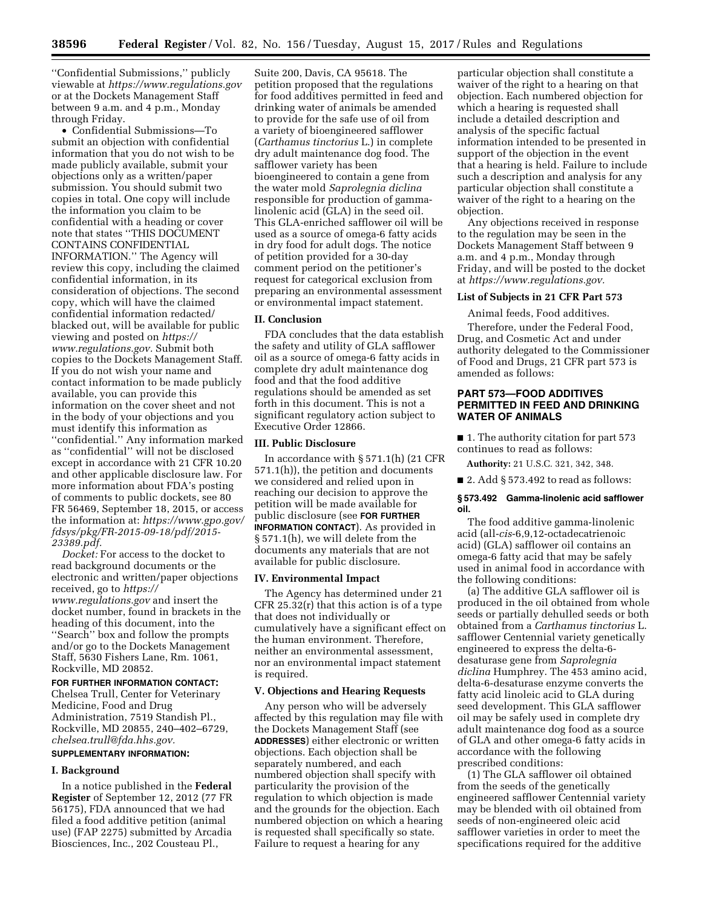''Confidential Submissions,'' publicly viewable at *https://www.regulations.gov* or at the Dockets Management Staff between 9 a.m. and 4 p.m., Monday through Friday.

- Confidential Submissions—To submit an objection with confidential information that you do not wish to be made publicly available, submit your objections only as a written/paper submission. You should submit two copies in total. One copy will include the information you claim to be confidential with a heading or cover note that states ''THIS DOCUMENT CONTAINS CONFIDENTIAL INFORMATION.'' The Agency will review this copy, including the claimed confidential information, in its consideration of objections. The second copy, which will have the claimed confidential information redacted/blacked out, will be available for public viewing and posted on *https://www.regulations.gov.* Submit both copies to the Dockets Management Staff. If you do not wish your name and contact information to be made publicly available, you can provide this information on the cover sheet and not in the body of your objections and you must identify this information as ''confidential.'' Any information marked as ''confidential'' will not be disclosed except in accordance with 21 CFR 10.20 and other applicable disclosure law. For more information about FDA's posting of comments to public dockets, see 80 FR 56469, September 18, 2015, or access the information at: *https://www.gpo.gov/fdsys/pkg/FR-2015-09-18/pdf/2015-23389.pdf.*

*Docket:* For access to the docket to read background documents or the electronic and written/paper objections received, go to *https://www.regulations.gov* and insert the docket number, found in brackets in the heading of this document, into the ''Search'' box and follow the prompts and/or go to the Dockets Management Staff, 5630 Fishers Lane, Rm. 1061, Rockville, MD 20852.

**FOR FURTHER INFORMATION CONTACT:** Chelsea Trull, Center for Veterinary Medicine, Food and Drug Administration, 7519 Standish Pl., Rockville, MD 20855, 240–402–6729, *chelsea.trull@fda.hhs.gov.*

**SUPPLEMENTARY INFORMATION:**

## I. Background

In a notice published in the **Federal Register** of September 12, 2012 (77 FR 56175), FDA announced that we had filed a food additive petition (animal use) (FAP 2275) submitted by Arcadia Biosciences, Inc., 202 Cousteau Pl., Suite 200, Davis, CA 95618. The petition proposed that the regulations for food additives permitted in feed and drinking water of animals be amended to provide for the safe use of oil from a variety of bioengineered safflower (*Carthamus tinctorius* L.) in complete dry adult maintenance dog food. The safflower variety has been bioengineered to contain a gene from the water mold *Saprolegnia diclina* responsible for production of gamma-linolenic acid (GLA) in the seed oil. This GLA-enriched safflower oil will be used as a source of omega-6 fatty acids in dry food for adult dogs. The notice of petition provided for a 30-day comment period on the petitioner's request for categorical exclusion from preparing an environmental assessment or environmental impact statement.

## II. Conclusion

FDA concludes that the data establish the safety and utility of GLA safflower oil as a source of omega-6 fatty acids in complete dry adult maintenance dog food and that the food additive regulations should be amended as set forth in this document. This is not a significant regulatory action subject to Executive Order 12866.

## III. Public Disclosure

In accordance with § 571.1(h) (21 CFR 571.1(h)), the petition and documents we considered and relied upon in reaching our decision to approve the petition will be made available for public disclosure (see **FOR FURTHER INFORMATION CONTACT**). As provided in § 571.1(h), we will delete from the documents any materials that are not available for public disclosure.

## IV. Environmental Impact

The Agency has determined under 21 CFR 25.32(r) that this action is of a type that does not individually or cumulatively have a significant effect on the human environment. Therefore, neither an environmental assessment, nor an environmental impact statement is required.

## V. Objections and Hearing Requests

Any person who will be adversely affected by this regulation may file with the Dockets Management Staff (see **ADDRESSES**) either electronic or written objections. Each objection shall be separately numbered, and each numbered objection shall specify with particularity the provision of the regulation to which objection is made and the grounds for the objection. Each numbered objection on which a hearing is requested shall specifically so state. Failure to request a hearing for any particular objection shall constitute a waiver of the right to a hearing on that objection. Each numbered objection for which a hearing is requested shall include a detailed description and analysis of the specific factual information intended to be presented in support of the objection in the event that a hearing is held. Failure to include such a description and analysis for any particular objection shall constitute a waiver of the right to a hearing on the objection.

Any objections received in response to the regulation may be seen in the Dockets Management Staff between 9 a.m. and 4 p.m., Monday through Friday, and will be posted to the docket at *https://www.regulations.gov.*

### List of Subjects in 21 CFR Part 573

Animal feeds, Food additives.

Therefore, under the Federal Food, Drug, and Cosmetic Act and under authority delegated to the Commissioner of Food and Drugs, 21 CFR part 573 is amended as follows:

## PART 573—FOOD ADDITIVES PERMITTED IN FEED AND DRINKING WATER OF ANIMALS

■ 1. The authority citation for part 573 continues to read as follows:

**Authority:** 21 U.S.C. 321, 342, 348.

■ 2. Add § 573.492 to read as follows:

### § 573.492 Gamma-linolenic acid safflower oil.

The food additive gamma-linolenic acid (all-*cis*-6,9,12-octadecatrienoic acid) (GLA) safflower oil contains an omega-6 fatty acid that may be safely used in animal food in accordance with the following conditions:

(a) The additive GLA safflower oil is produced in the oil obtained from whole seeds or partially dehulled seeds or both obtained from a *Carthamus tinctorius* L. safflower Centennial variety genetically engineered to express the delta-6-desaturase gene from *Saprolegnia diclina* Humphrey. The 453 amino acid, delta-6-desaturase enzyme converts the fatty acid linoleic acid to GLA during seed development. This GLA safflower oil may be safely used in complete dry adult maintenance dog food as a source of GLA and other omega-6 fatty acids in accordance with the following prescribed conditions:

(1) The GLA safflower oil obtained from the seeds of the genetically engineered safflower Centennial variety may be blended with oil obtained from seeds of non-engineered oleic acid safflower varieties in order to meet the specifications required for the additive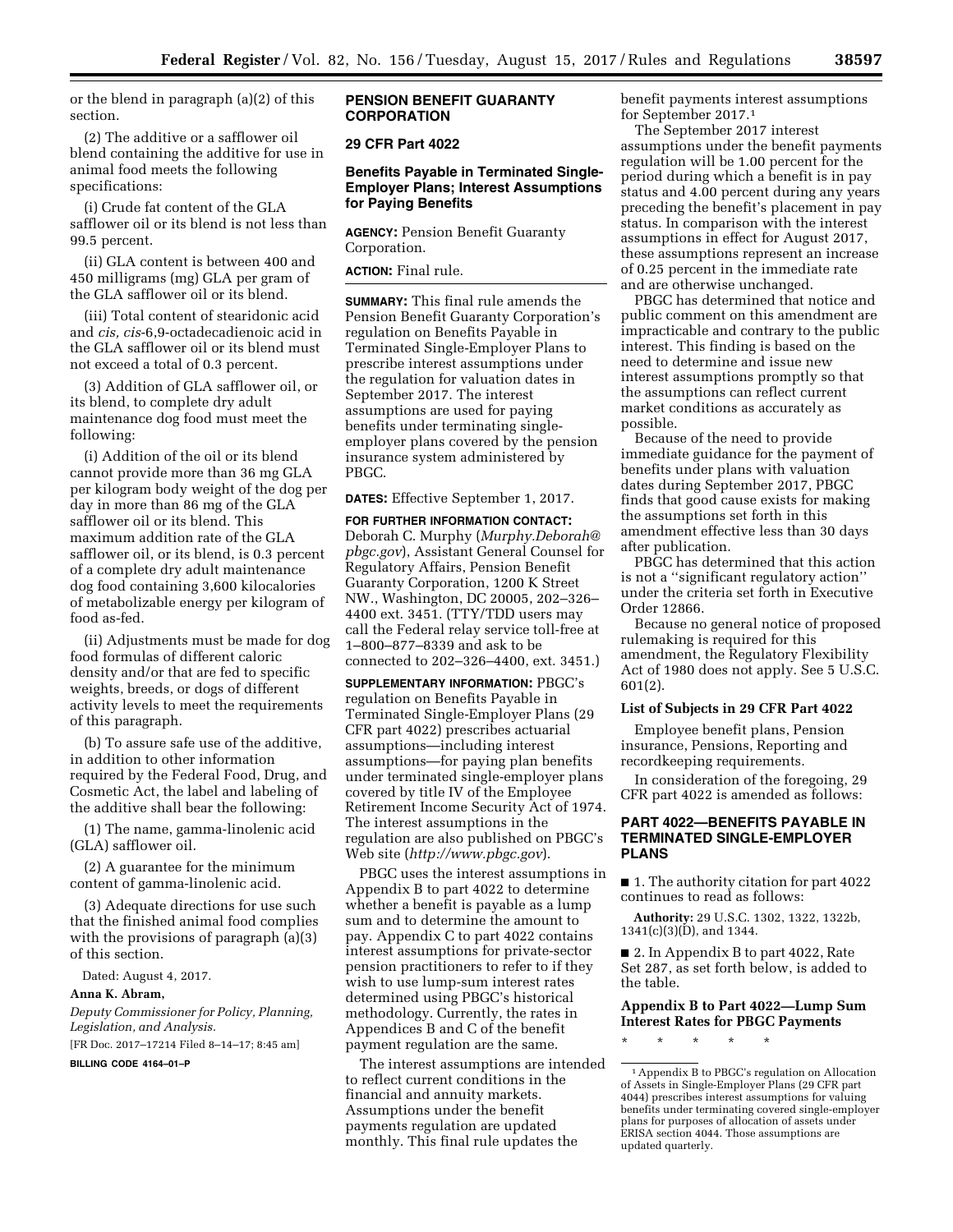or the blend in paragraph (a)(2) of this section.

(2) The additive or a safflower oil blend containing the additive for use in animal food meets the following specifications:

(i) Crude fat content of the GLA safflower oil or its blend is not less than 99.5 percent.

(ii) GLA content is between 400 and 450 milligrams (mg) GLA per gram of the GLA safflower oil or its blend.

(iii) Total content of stearidonic acid and *cis, cis*-6,9-octadecadienoic acid in the GLA safflower oil or its blend must not exceed a total of 0.3 percent.

(3) Addition of GLA safflower oil, or its blend, to complete dry adult maintenance dog food must meet the following:

(i) Addition of the oil or its blend cannot provide more than 36 mg GLA per kilogram body weight of the dog per day in more than 86 mg of the GLA safflower oil or its blend. This maximum addition rate of the GLA safflower oil, or its blend, is 0.3 percent of a complete dry adult maintenance dog food containing 3,600 kilocalories of metabolizable energy per kilogram of food as-fed.

(ii) Adjustments must be made for dog food formulas of different caloric density and/or that are fed to specific weights, breeds, or dogs of different activity levels to meet the requirements of this paragraph.

(b) To assure safe use of the additive, in addition to other information required by the Federal Food, Drug, and Cosmetic Act, the label and labeling of the additive shall bear the following:

(1) The name, gamma-linolenic acid (GLA) safflower oil.

(2) A guarantee for the minimum content of gamma-linolenic acid.

(3) Adequate directions for use such that the finished animal food complies with the provisions of paragraph (a)(3) of this section.

Dated: August 4, 2017.

**Anna K. Abram,**

*Deputy Commissioner for Policy, Planning, Legislation, and Analysis.*

[FR Doc. 2017–17214 Filed 8–14–17; 8:45 am]

**BILLING CODE 4164–01–P**

## PENSION BENEFIT GUARANTY CORPORATION

### 29 CFR Part 4022

### Benefits Payable in Terminated Single-Employer Plans; Interest Assumptions for Paying Benefits

**AGENCY:** Pension Benefit Guaranty Corporation.

**ACTION:** Final rule.

**SUMMARY:** This final rule amends the Pension Benefit Guaranty Corporation's regulation on Benefits Payable in Terminated Single-Employer Plans to prescribe interest assumptions under the regulation for valuation dates in September 2017. The interest assumptions are used for paying benefits under terminating single-employer plans covered by the pension insurance system administered by PBGC.

**DATES:** Effective September 1, 2017.

**FOR FURTHER INFORMATION CONTACT:** Deborah C. Murphy (*Murphy.Deborah@pbgc.gov*), Assistant General Counsel for Regulatory Affairs, Pension Benefit Guaranty Corporation, 1200 K Street NW., Washington, DC 20005, 202–326–4400 ext. 3451. (TTY/TDD users may call the Federal relay service toll-free at 1–800–877–8339 and ask to be connected to 202–326–4400, ext. 3451.)

**SUPPLEMENTARY INFORMATION:** PBGC's regulation on Benefits Payable in Terminated Single-Employer Plans (29 CFR part 4022) prescribes actuarial assumptions—including interest assumptions—for paying plan benefits under terminated single-employer plans covered by title IV of the Employee Retirement Income Security Act of 1974. The interest assumptions in the regulation are also published on PBGC's Web site (*http://www.pbgc.gov*).

PBGC uses the interest assumptions in Appendix B to part 4022 to determine whether a benefit is payable as a lump sum and to determine the amount to pay. Appendix C to part 4022 contains interest assumptions for private-sector pension practitioners to refer to if they wish to use lump-sum interest rates determined using PBGC's historical methodology. Currently, the rates in Appendices B and C of the benefit payment regulation are the same.

The interest assumptions are intended to reflect current conditions in the financial and annuity markets. Assumptions under the benefit payments regulation are updated monthly. This final rule updates the benefit payments interest assumptions for September 2017.[1]

The September 2017 interest assumptions under the benefit payments regulation will be 1.00 percent for the period during which a benefit is in pay status and 4.00 percent during any years preceding the benefit's placement in pay status. In comparison with the interest assumptions in effect for August 2017, these assumptions represent an increase of 0.25 percent in the immediate rate and are otherwise unchanged.

PBGC has determined that notice and public comment on this amendment are impracticable and contrary to the public interest. This finding is based on the need to determine and issue new interest assumptions promptly so that the assumptions can reflect current market conditions as accurately as possible.

Because of the need to provide immediate guidance for the payment of benefits under plans with valuation dates during September 2017, PBGC finds that good cause exists for making the assumptions set forth in this amendment effective less than 30 days after publication.

PBGC has determined that this action is not a ''significant regulatory action'' under the criteria set forth in Executive Order 12866.

Because no general notice of proposed rulemaking is required for this amendment, the Regulatory Flexibility Act of 1980 does not apply. See 5 U.S.C. 601(2).

#### List of Subjects in 29 CFR Part 4022

Employee benefit plans, Pension insurance, Pensions, Reporting and recordkeeping requirements.

In consideration of the foregoing, 29 CFR part 4022 is amended as follows:

### PART 4022—BENEFITS PAYABLE IN TERMINATED SINGLE-EMPLOYER PLANS

■ 1. The authority citation for part 4022 continues to read as follows:

**Authority:** 29 U.S.C. 1302, 1322, 1322b, 1341(c)(3)(D), and 1344.

■ 2. In Appendix B to part 4022, Rate Set 287, as set forth below, is added to the table.

#### Appendix B to Part 4022—Lump Sum Interest Rates for PBGC Payments

\* \* \* \* \*

[1] Appendix B to PBGC's regulation on Allocation of Assets in Single-Employer Plans (29 CFR part 4044) prescribes interest assumptions for valuing benefits under terminating covered single-employer plans for purposes of allocation of assets under ERISA section 4044. Those assumptions are updated quarterly.